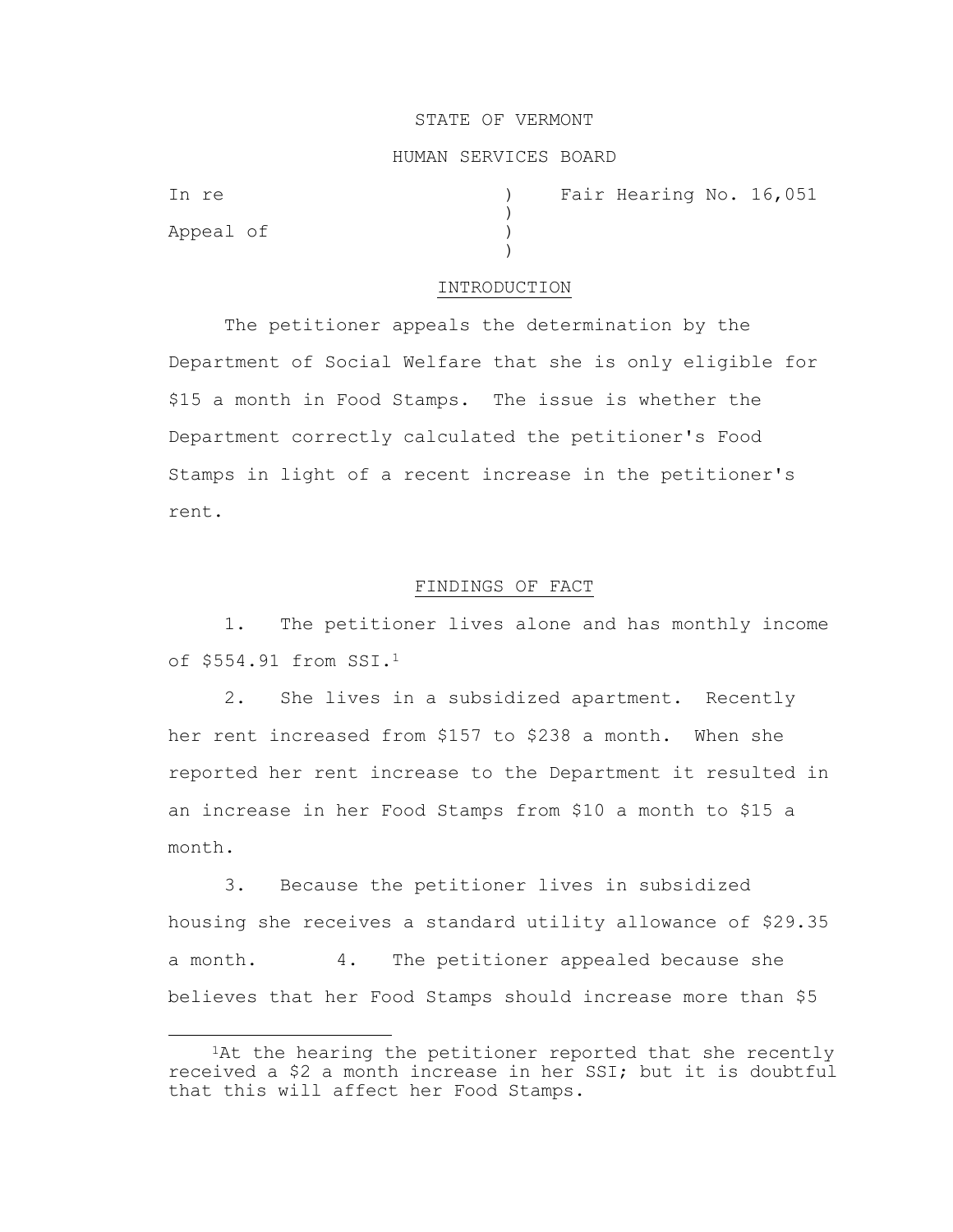STATE OF VERMONT

HUMAN SERVICES BOARD

In re ) Fair Hearing No. 16,051
)
Appeal of )
)

## INTRODUCTION

The petitioner appeals the determination by the Department of Social Welfare that she is only eligible for $15 a month in Food Stamps. The issue is whether the Department correctly calculated the petitioner's Food Stamps in light of a recent increase in the petitioner's rent.

## FINDINGS OF FACT

1. The petitioner lives alone and has monthly income of $554.91 from SSI.[1]

2. She lives in a subsidized apartment. Recently her rent increased from $157 to $238 a month. When she reported her rent increase to the Department it resulted in an increase in her Food Stamps from $10 a month to $15 a month.

3. Because the petitioner lives in subsidized housing she receives a standard utility allowance of $29.35 a month.

4. The petitioner appealed because she believes that her Food Stamps should increase more than $5

---

[1] At the hearing the petitioner reported that she recently received a $2 a month increase in her SSI; but it is doubtful that this will affect her Food Stamps.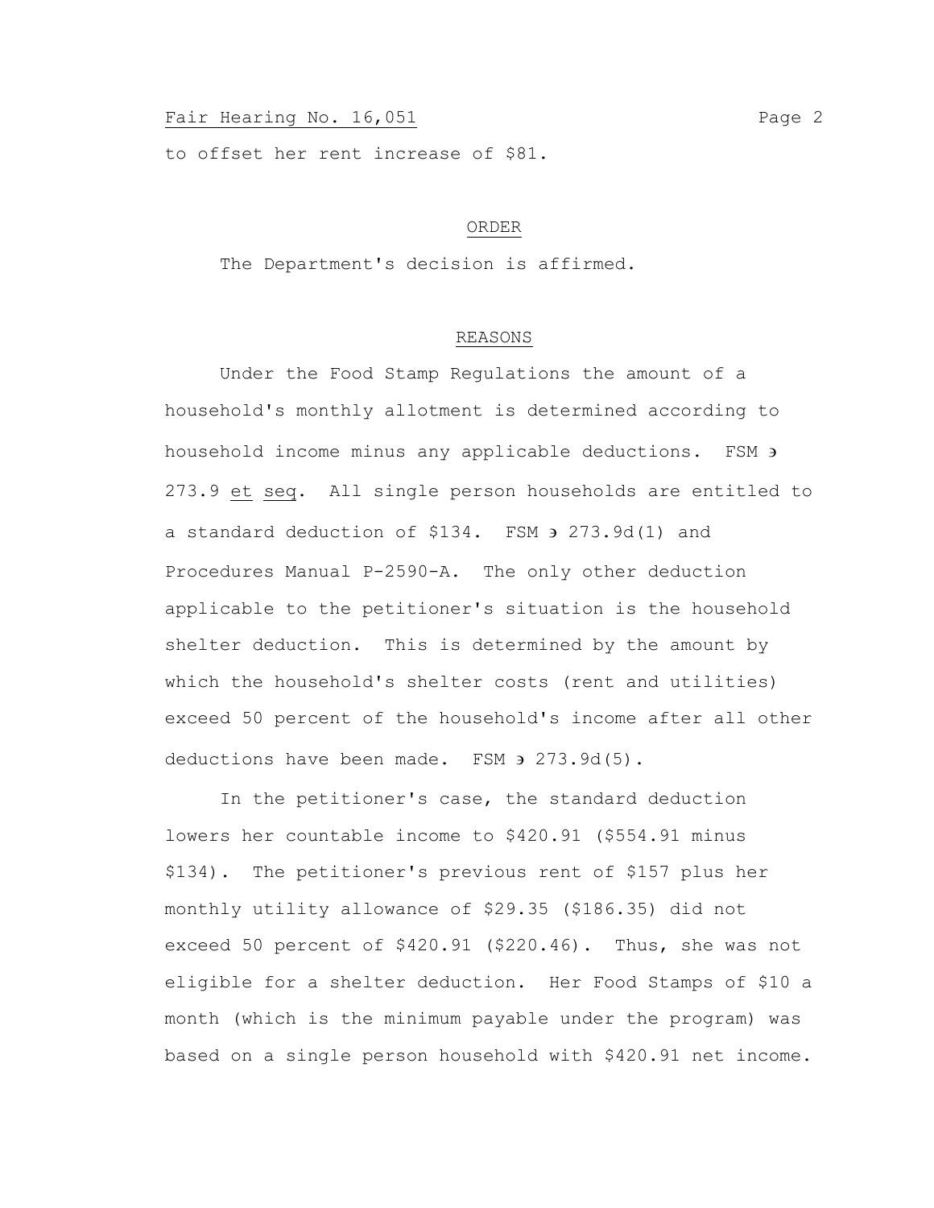to offset her rent increase of $81.

ORDER

The Department's decision is affirmed.

REASONS

Under the Food Stamp Regulations the amount of a household's monthly allotment is determined according to household income minus any applicable deductions. FSM ∍ 273.9 *et seq*. All single person households are entitled to a standard deduction of $134. FSM ∍ 273.9d(1) and Procedures Manual P-2590-A. The only other deduction applicable to the petitioner's situation is the household shelter deduction. This is determined by the amount by which the household's shelter costs (rent and utilities) exceed 50 percent of the household's income after all other deductions have been made. FSM ∍ 273.9d(5).

In the petitioner's case, the standard deduction lowers her countable income to $420.91 ($554.91 minus $134). The petitioner's previous rent of $157 plus her monthly utility allowance of $29.35 ($186.35) did not exceed 50 percent of $420.91 ($220.46). Thus, she was not eligible for a shelter deduction. Her Food Stamps of $10 a month (which is the minimum payable under the program) was based on a single person household with $420.91 net income.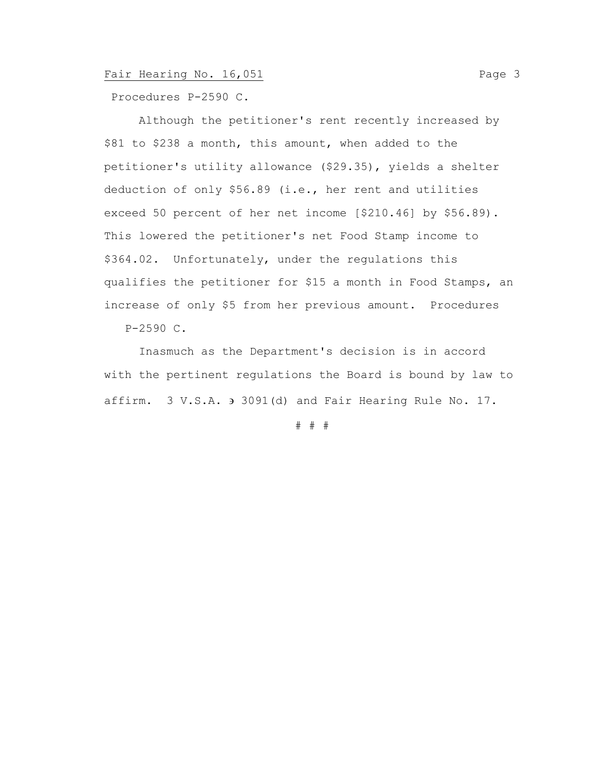Procedures P-2590 C.

Although the petitioner's rent recently increased by $81 to $238 a month, this amount, when added to the petitioner's utility allowance ($29.35), yields a shelter deduction of only $56.89 (i.e., her rent and utilities exceed 50 percent of her net income [$210.46] by $56.89). This lowered the petitioner's net Food Stamp income to $364.02. Unfortunately, under the regulations this qualifies the petitioner for $15 a month in Food Stamps, an increase of only $5 from her previous amount. Procedures P-2590 C.

Inasmuch as the Department's decision is in accord with the pertinent regulations the Board is bound by law to affirm. 3 V.S.A. § 3091(d) and Fair Hearing Rule No. 17.

# # #